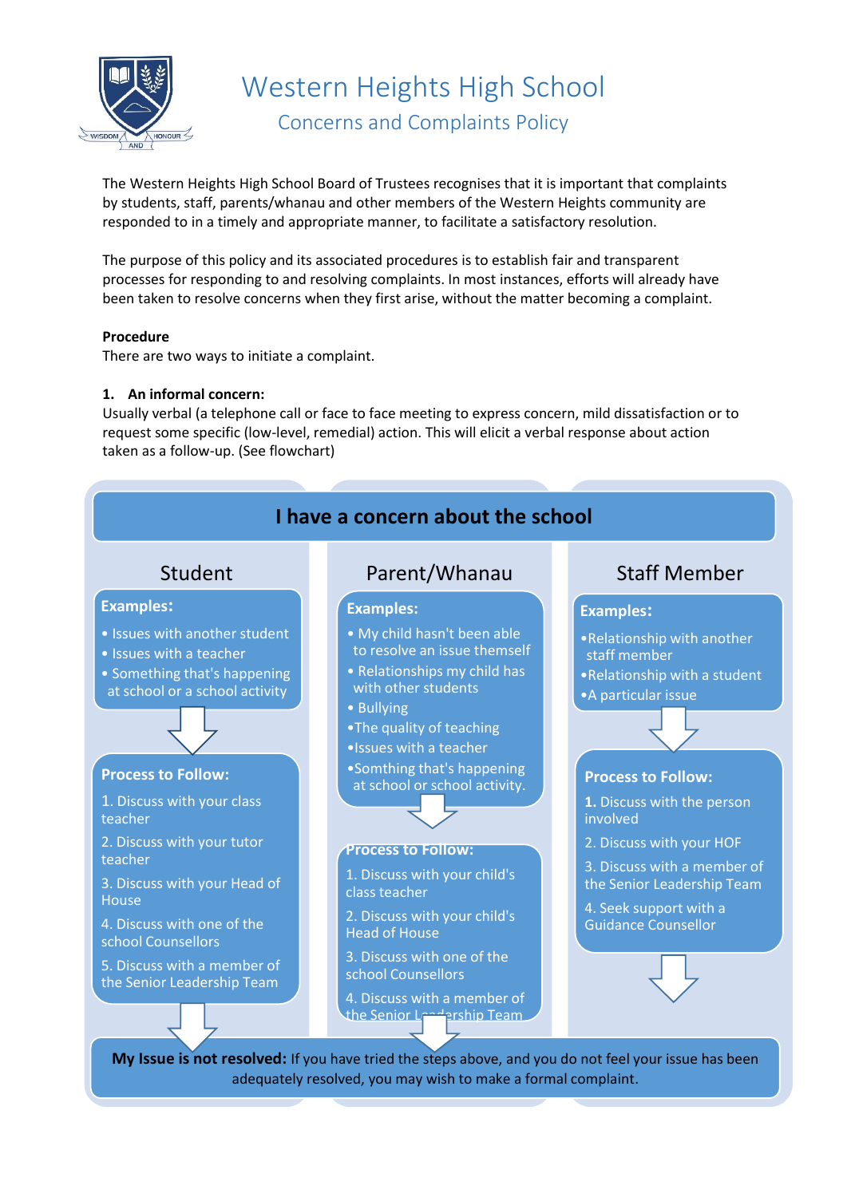# Western Heights High School

## Concerns and Complaints Policy

The Western Heights High School Board of Trustees recognises that it is important that complaints by students, staff, parents/whanau and other members of the Western Heights community are responded to in a timely and appropriate manner, to facilitate a satisfactory resolution.

The purpose of this policy and its associated procedures is to establish fair and transparent processes for responding to and resolving complaints. In most instances, efforts will already have been taken to resolve concerns when they first arise, without the matter becoming a complaint.

**Procedure**

There are two ways to initiate a complaint.

**1. An informal concern:**

Usually verbal (a telephone call or face to face meeting to express concern, mild dissatisfaction or to request some specific (low-level, remedial) action. This will elicit a verbal response about action taken as a follow-up. (See flowchart)

### I have a concern about the school

#### Student

**Examples:**

- Issues with another student
- Issues with a teacher
- Something that's happening at school or a school activity

**Process to Follow:**

1. Discuss with your class teacher
2. Discuss with your tutor teacher
3. Discuss with your Head of House
4. Discuss with one of the school Counsellors
5. Discuss with a member of the Senior Leadership Team

#### Parent/Whanau

**Examples:**

- My child hasn't been able to resolve an issue themself
- Relationships my child has with other students
- Bullying
- The quality of teaching
- Issues with a teacher
- Somthing that's happening at school or school activity.

**Process to Follow:**

1. Discuss with your child's class teacher
2. Discuss with your child's Head of House
3. Discuss with one of the school Counsellors
4. Discuss with a member of the Senior Leadership Team

#### Staff Member

**Examples:**

- Relationship with another staff member
- Relationship with a student
- A particular issue

**Process to Follow:**

1. Discuss with the person involved
2. Discuss with your HOF
3. Discuss with a member of the Senior Leadership Team
4. Seek support with a Guidance Counsellor

**My Issue is not resolved:** If you have tried the steps above, and you do not feel your issue has been adequately resolved, you may wish to make a formal complaint.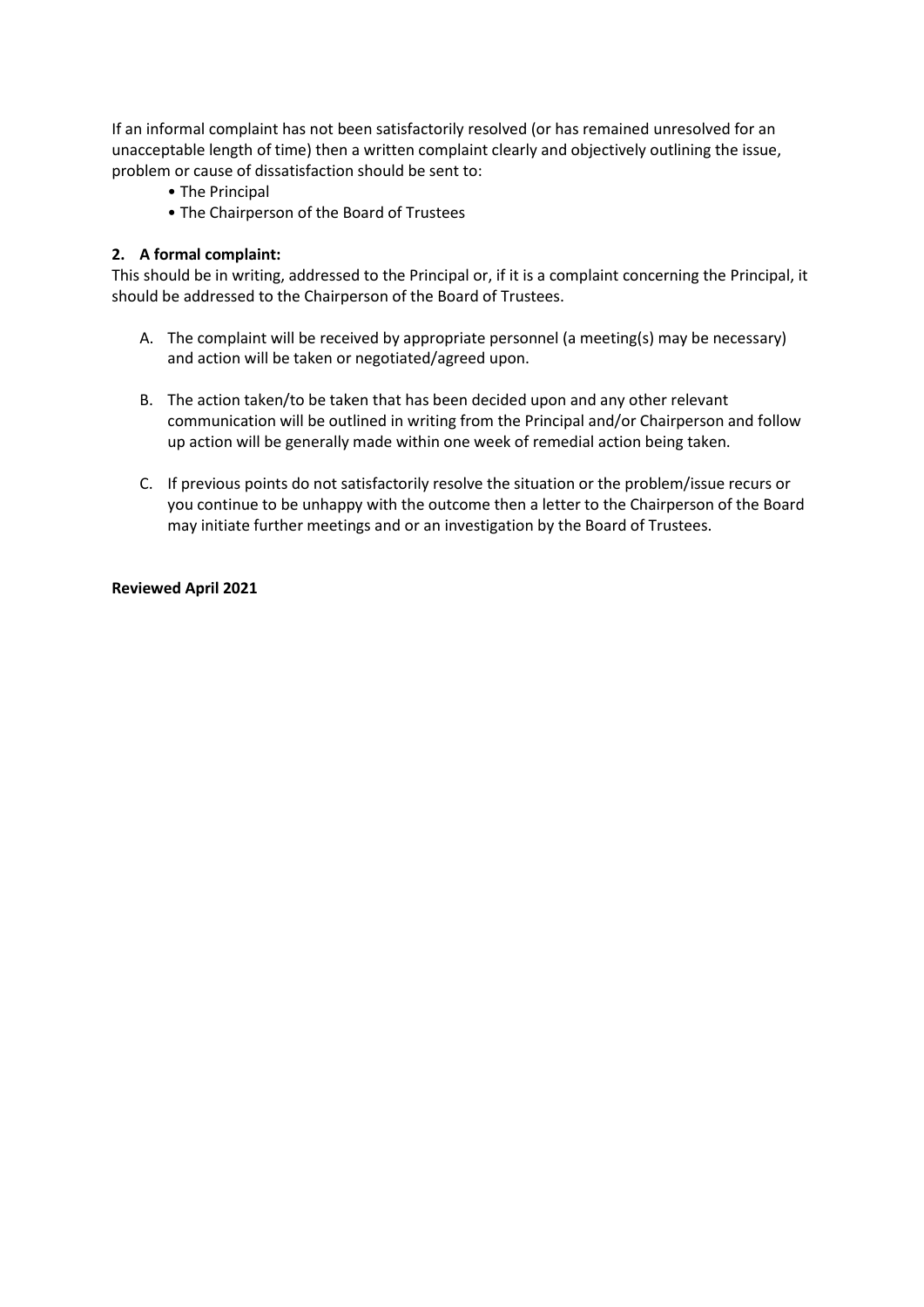If an informal complaint has not been satisfactorily resolved (or has remained unresolved for an unacceptable length of time) then a written complaint clearly and objectively outlining the issue, problem or cause of dissatisfaction should be sent to:

- The Principal
- The Chairperson of the Board of Trustees

**2. A formal complaint:**

This should be in writing, addressed to the Principal or, if it is a complaint concerning the Principal, it should be addressed to the Chairperson of the Board of Trustees.

A. The complaint will be received by appropriate personnel (a meeting(s) may be necessary) and action will be taken or negotiated/agreed upon.

B. The action taken/to be taken that has been decided upon and any other relevant communication will be outlined in writing from the Principal and/or Chairperson and follow up action will be generally made within one week of remedial action being taken.

C. If previous points do not satisfactorily resolve the situation or the problem/issue recurs or you continue to be unhappy with the outcome then a letter to the Chairperson of the Board may initiate further meetings and or an investigation by the Board of Trustees.

**Reviewed April 2021**